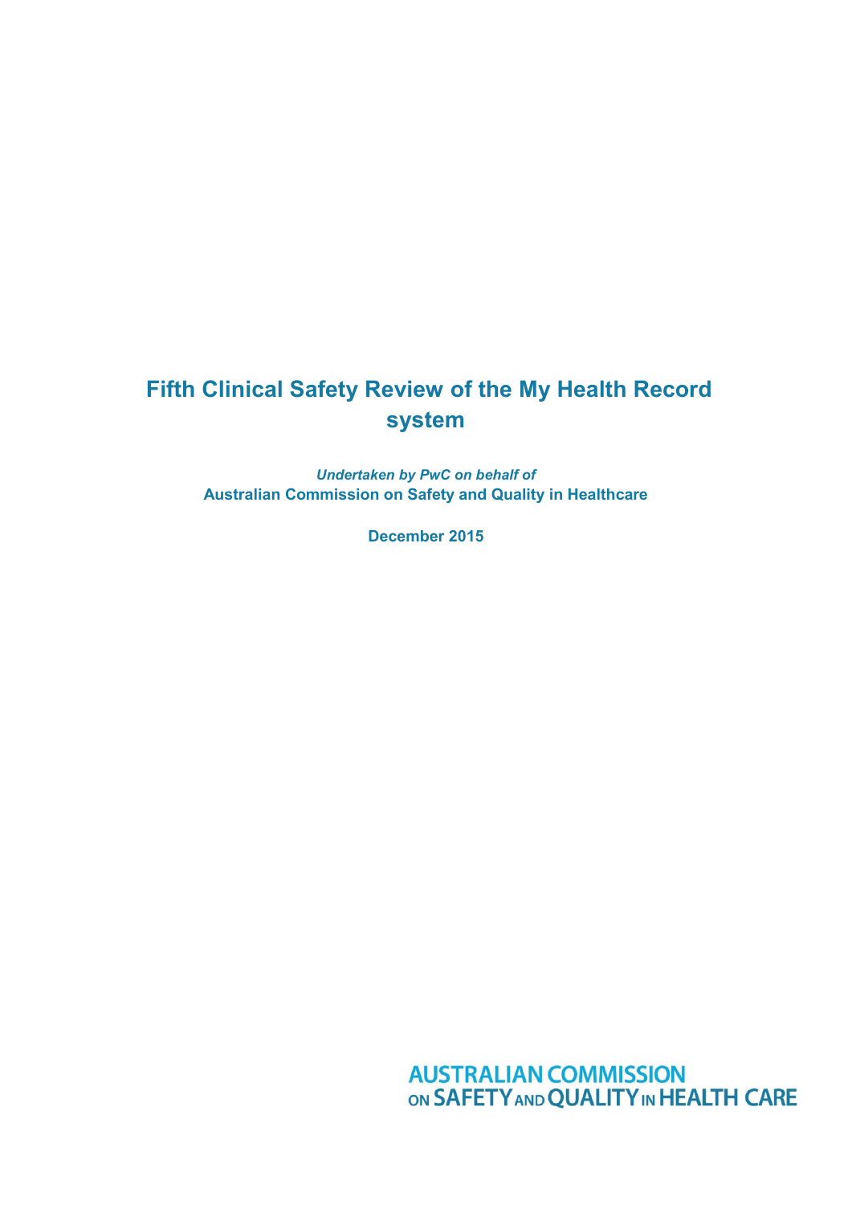# Fifth Clinical Safety Review of the My Health Record system

*Undertaken by PwC on behalf of*
**Australian Commission on Safety and Quality in Healthcare**

**December 2015**

AUSTRALIAN COMMISSION ON SAFETY AND QUALITY IN HEALTH CARE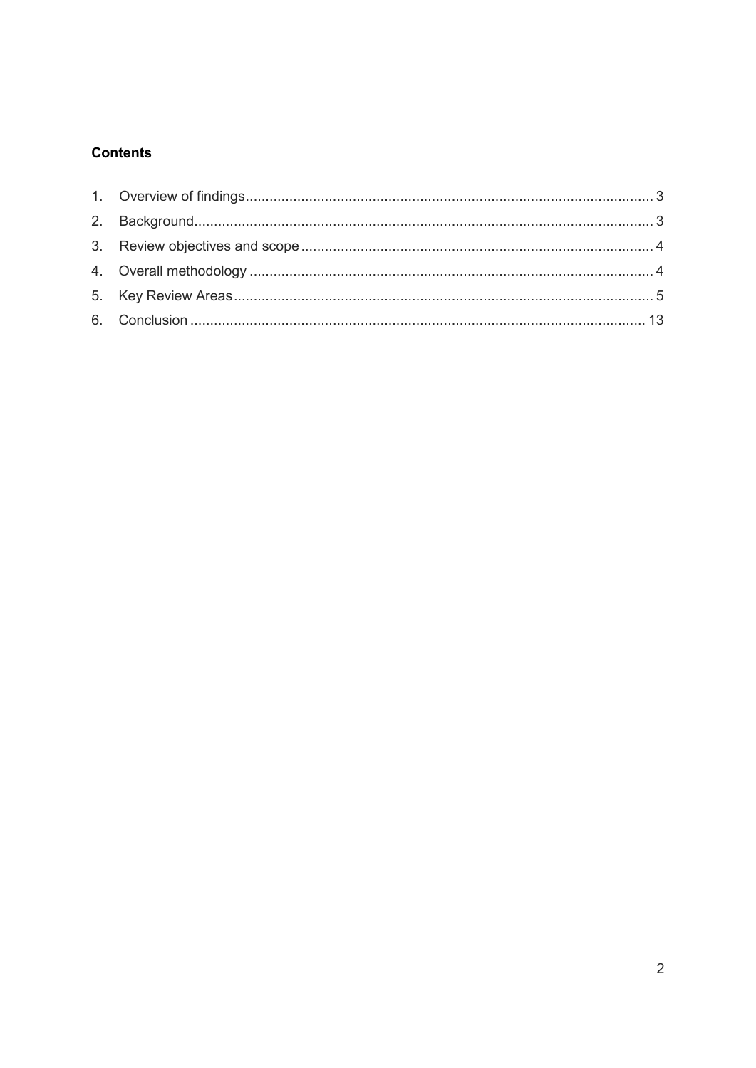## Contents

1. Overview of findings ........................................................ 3
2. Background ........................................................ 3
3. Review objectives and scope ........................................................ 4
4. Overall methodology ........................................................ 4
5. Key Review Areas ........................................................ 5
6. Conclusion ........................................................ 13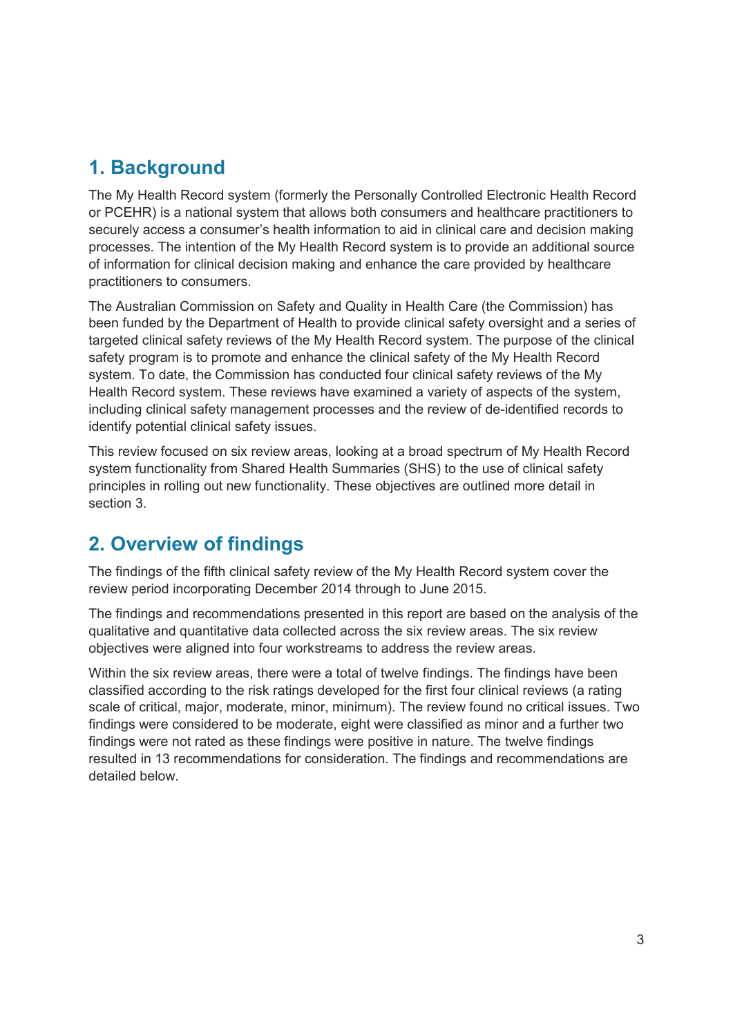## 1. Background

The My Health Record system (formerly the Personally Controlled Electronic Health Record or PCEHR) is a national system that allows both consumers and healthcare practitioners to securely access a consumer's health information to aid in clinical care and decision making processes. The intention of the My Health Record system is to provide an additional source of information for clinical decision making and enhance the care provided by healthcare practitioners to consumers.

The Australian Commission on Safety and Quality in Health Care (the Commission) has been funded by the Department of Health to provide clinical safety oversight and a series of targeted clinical safety reviews of the My Health Record system. The purpose of the clinical safety program is to promote and enhance the clinical safety of the My Health Record system. To date, the Commission has conducted four clinical safety reviews of the My Health Record system. These reviews have examined a variety of aspects of the system, including clinical safety management processes and the review of de-identified records to identify potential clinical safety issues.

This review focused on six review areas, looking at a broad spectrum of My Health Record system functionality from Shared Health Summaries (SHS) to the use of clinical safety principles in rolling out new functionality. These objectives are outlined more detail in section 3.

## 2. Overview of findings

The findings of the fifth clinical safety review of the My Health Record system cover the review period incorporating December 2014 through to June 2015.

The findings and recommendations presented in this report are based on the analysis of the qualitative and quantitative data collected across the six review areas. The six review objectives were aligned into four workstreams to address the review areas.

Within the six review areas, there were a total of twelve findings. The findings have been classified according to the risk ratings developed for the first four clinical reviews (a rating scale of critical, major, moderate, minor, minimum). The review found no critical issues. Two findings were considered to be moderate, eight were classified as minor and a further two findings were not rated as these findings were positive in nature. The twelve findings resulted in 13 recommendations for consideration. The findings and recommendations are detailed below.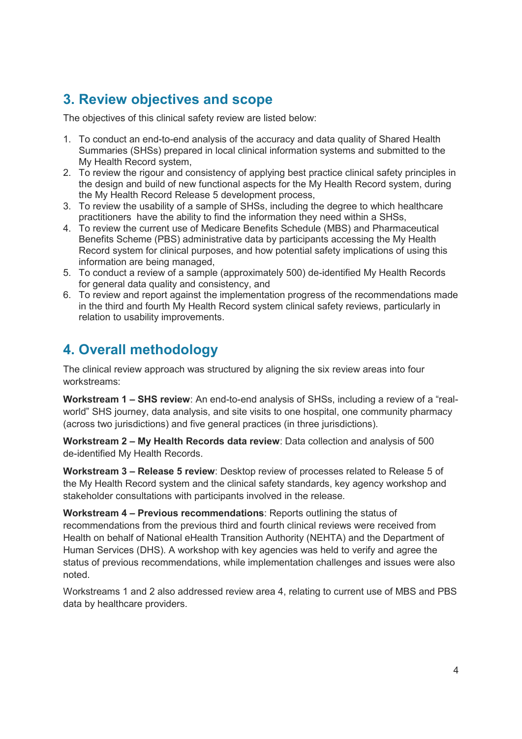# 3. Review objectives and scope

The objectives of this clinical safety review are listed below:

1. To conduct an end-to-end analysis of the accuracy and data quality of Shared Health Summaries (SHSs) prepared in local clinical information systems and submitted to the My Health Record system,
2. To review the rigour and consistency of applying best practice clinical safety principles in the design and build of new functional aspects for the My Health Record system, during the My Health Record Release 5 development process,
3. To review the usability of a sample of SHSs, including the degree to which healthcare practitioners have the ability to find the information they need within a SHSs,
4. To review the current use of Medicare Benefits Schedule (MBS) and Pharmaceutical Benefits Scheme (PBS) administrative data by participants accessing the My Health Record system for clinical purposes, and how potential safety implications of using this information are being managed,
5. To conduct a review of a sample (approximately 500) de-identified My Health Records for general data quality and consistency, and
6. To review and report against the implementation progress of the recommendations made in the third and fourth My Health Record system clinical safety reviews, particularly in relation to usability improvements.

# 4. Overall methodology

The clinical review approach was structured by aligning the six review areas into four workstreams:

**Workstream 1 – SHS review**: An end-to-end analysis of SHSs, including a review of a "real-world" SHS journey, data analysis, and site visits to one hospital, one community pharmacy (across two jurisdictions) and five general practices (in three jurisdictions).

**Workstream 2 – My Health Records data review**: Data collection and analysis of 500 de-identified My Health Records.

**Workstream 3 – Release 5 review**: Desktop review of processes related to Release 5 of the My Health Record system and the clinical safety standards, key agency workshop and stakeholder consultations with participants involved in the release.

**Workstream 4 – Previous recommendations**: Reports outlining the status of recommendations from the previous third and fourth clinical reviews were received from Health on behalf of National eHealth Transition Authority (NEHTA) and the Department of Human Services (DHS). A workshop with key agencies was held to verify and agree the status of previous recommendations, while implementation challenges and issues were also noted.

Workstreams 1 and 2 also addressed review area 4, relating to current use of MBS and PBS data by healthcare providers.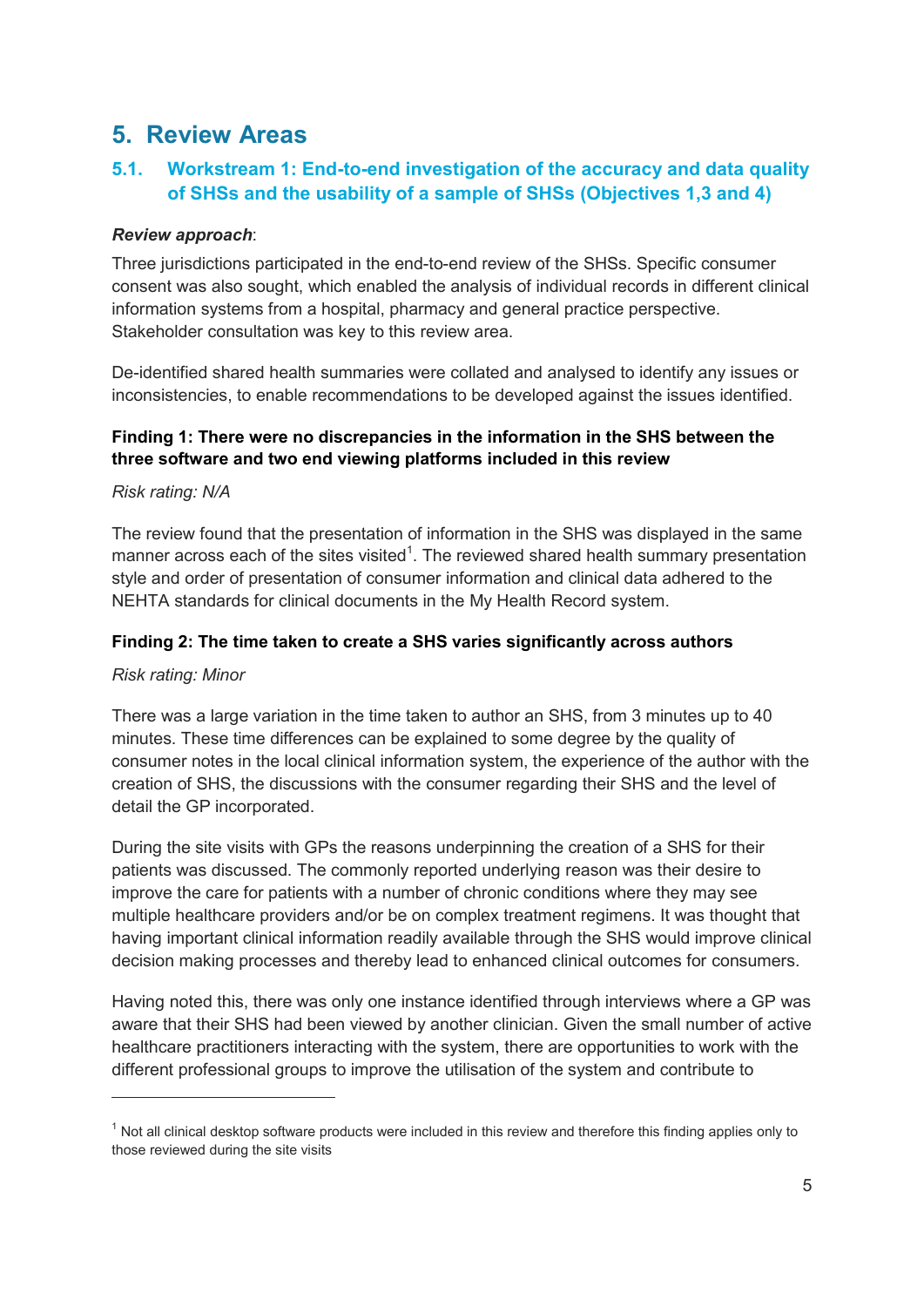# 5. Review Areas

## 5.1. Workstream 1: End-to-end investigation of the accuracy and data quality of SHSs and the usability of a sample of SHSs (Objectives 1,3 and 4)

***Review approach***:

Three jurisdictions participated in the end-to-end review of the SHSs. Specific consumer consent was also sought, which enabled the analysis of individual records in different clinical information systems from a hospital, pharmacy and general practice perspective. Stakeholder consultation was key to this review area.

De-identified shared health summaries were collated and analysed to identify any issues or inconsistencies, to enable recommendations to be developed against the issues identified.

**Finding 1: There were no discrepancies in the information in the SHS between the three software and two end viewing platforms included in this review**

*Risk rating: N/A*

The review found that the presentation of information in the SHS was displayed in the same manner across each of the sites visited[1]. The reviewed shared health summary presentation style and order of presentation of consumer information and clinical data adhered to the NEHTA standards for clinical documents in the My Health Record system.

**Finding 2: The time taken to create a SHS varies significantly across authors**

*Risk rating: Minor*

There was a large variation in the time taken to author an SHS, from 3 minutes up to 40 minutes. These time differences can be explained to some degree by the quality of consumer notes in the local clinical information system, the experience of the author with the creation of SHS, the discussions with the consumer regarding their SHS and the level of detail the GP incorporated.

During the site visits with GPs the reasons underpinning the creation of a SHS for their patients was discussed. The commonly reported underlying reason was their desire to improve the care for patients with a number of chronic conditions where they may see multiple healthcare providers and/or be on complex treatment regimens. It was thought that having important clinical information readily available through the SHS would improve clinical decision making processes and thereby lead to enhanced clinical outcomes for consumers.

Having noted this, there was only one instance identified through interviews where a GP was aware that their SHS had been viewed by another clinician. Given the small number of active healthcare practitioners interacting with the system, there are opportunities to work with the different professional groups to improve the utilisation of the system and contribute to

---

[1] Not all clinical desktop software products were included in this review and therefore this finding applies only to those reviewed during the site visits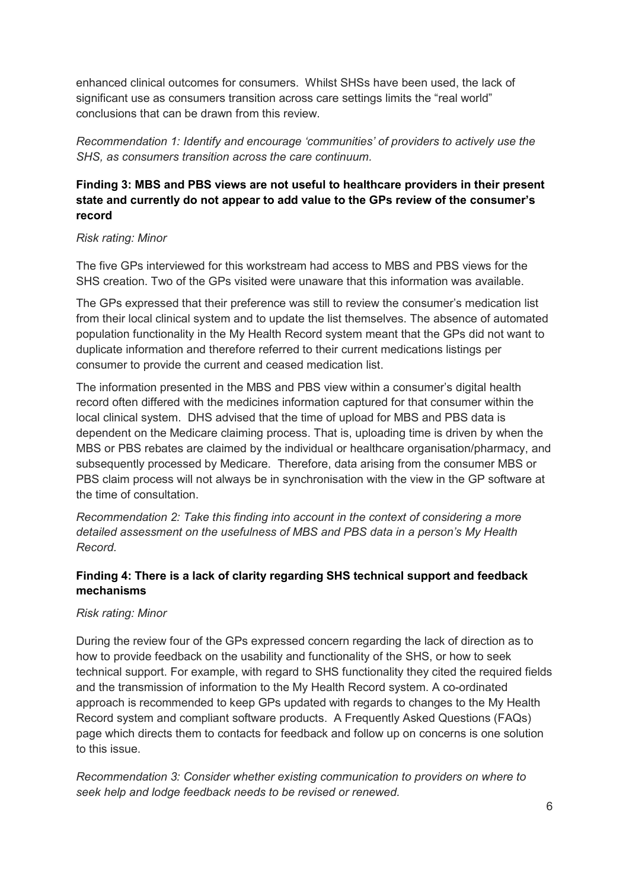enhanced clinical outcomes for consumers. Whilst SHSs have been used, the lack of significant use as consumers transition across care settings limits the "real world" conclusions that can be drawn from this review.

*Recommendation 1: Identify and encourage 'communities' of providers to actively use the SHS, as consumers transition across the care continuum.*

**Finding 3: MBS and PBS views are not useful to healthcare providers in their present state and currently do not appear to add value to the GPs review of the consumer's record**

*Risk rating: Minor*

The five GPs interviewed for this workstream had access to MBS and PBS views for the SHS creation. Two of the GPs visited were unaware that this information was available.

The GPs expressed that their preference was still to review the consumer's medication list from their local clinical system and to update the list themselves. The absence of automated population functionality in the My Health Record system meant that the GPs did not want to duplicate information and therefore referred to their current medications listings per consumer to provide the current and ceased medication list.

The information presented in the MBS and PBS view within a consumer's digital health record often differed with the medicines information captured for that consumer within the local clinical system. DHS advised that the time of upload for MBS and PBS data is dependent on the Medicare claiming process. That is, uploading time is driven by when the MBS or PBS rebates are claimed by the individual or healthcare organisation/pharmacy, and subsequently processed by Medicare. Therefore, data arising from the consumer MBS or PBS claim process will not always be in synchronisation with the view in the GP software at the time of consultation.

*Recommendation 2: Take this finding into account in the context of considering a more detailed assessment on the usefulness of MBS and PBS data in a person's My Health Record.*

**Finding 4: There is a lack of clarity regarding SHS technical support and feedback mechanisms**

*Risk rating: Minor*

During the review four of the GPs expressed concern regarding the lack of direction as to how to provide feedback on the usability and functionality of the SHS, or how to seek technical support. For example, with regard to SHS functionality they cited the required fields and the transmission of information to the My Health Record system. A co-ordinated approach is recommended to keep GPs updated with regards to changes to the My Health Record system and compliant software products. A Frequently Asked Questions (FAQs) page which directs them to contacts for feedback and follow up on concerns is one solution to this issue.

*Recommendation 3: Consider whether existing communication to providers on where to seek help and lodge feedback needs to be revised or renewed.*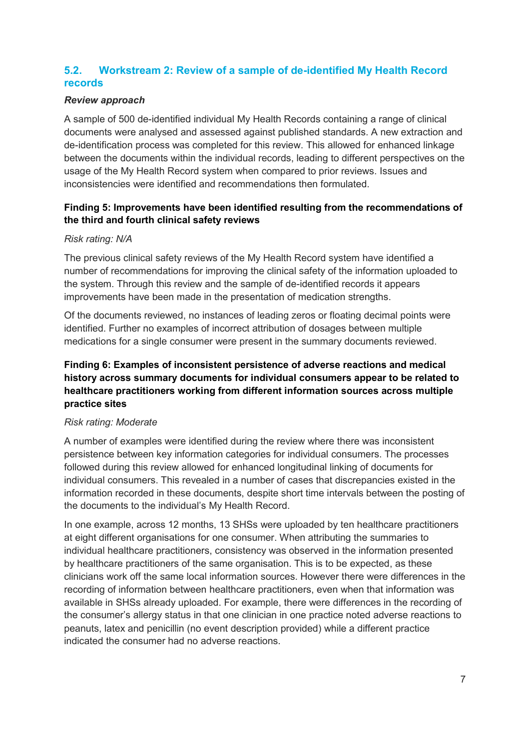## 5.2. Workstream 2: Review of a sample of de-identified My Health Record records

***Review approach***

A sample of 500 de-identified individual My Health Records containing a range of clinical documents were analysed and assessed against published standards. A new extraction and de-identification process was completed for this review. This allowed for enhanced linkage between the documents within the individual records, leading to different perspectives on the usage of the My Health Record system when compared to prior reviews. Issues and inconsistencies were identified and recommendations then formulated.

**Finding 5: Improvements have been identified resulting from the recommendations of the third and fourth clinical safety reviews**

*Risk rating: N/A*

The previous clinical safety reviews of the My Health Record system have identified a number of recommendations for improving the clinical safety of the information uploaded to the system. Through this review and the sample of de-identified records it appears improvements have been made in the presentation of medication strengths.

Of the documents reviewed, no instances of leading zeros or floating decimal points were identified. Further no examples of incorrect attribution of dosages between multiple medications for a single consumer were present in the summary documents reviewed.

**Finding 6: Examples of inconsistent persistence of adverse reactions and medical history across summary documents for individual consumers appear to be related to healthcare practitioners working from different information sources across multiple practice sites**

*Risk rating: Moderate*

A number of examples were identified during the review where there was inconsistent persistence between key information categories for individual consumers. The processes followed during this review allowed for enhanced longitudinal linking of documents for individual consumers. This revealed in a number of cases that discrepancies existed in the information recorded in these documents, despite short time intervals between the posting of the documents to the individual's My Health Record.

In one example, across 12 months, 13 SHSs were uploaded by ten healthcare practitioners at eight different organisations for one consumer. When attributing the summaries to individual healthcare practitioners, consistency was observed in the information presented by healthcare practitioners of the same organisation. This is to be expected, as these clinicians work off the same local information sources. However there were differences in the recording of information between healthcare practitioners, even when that information was available in SHSs already uploaded. For example, there were differences in the recording of the consumer's allergy status in that one clinician in one practice noted adverse reactions to peanuts, latex and penicillin (no event description provided) while a different practice indicated the consumer had no adverse reactions.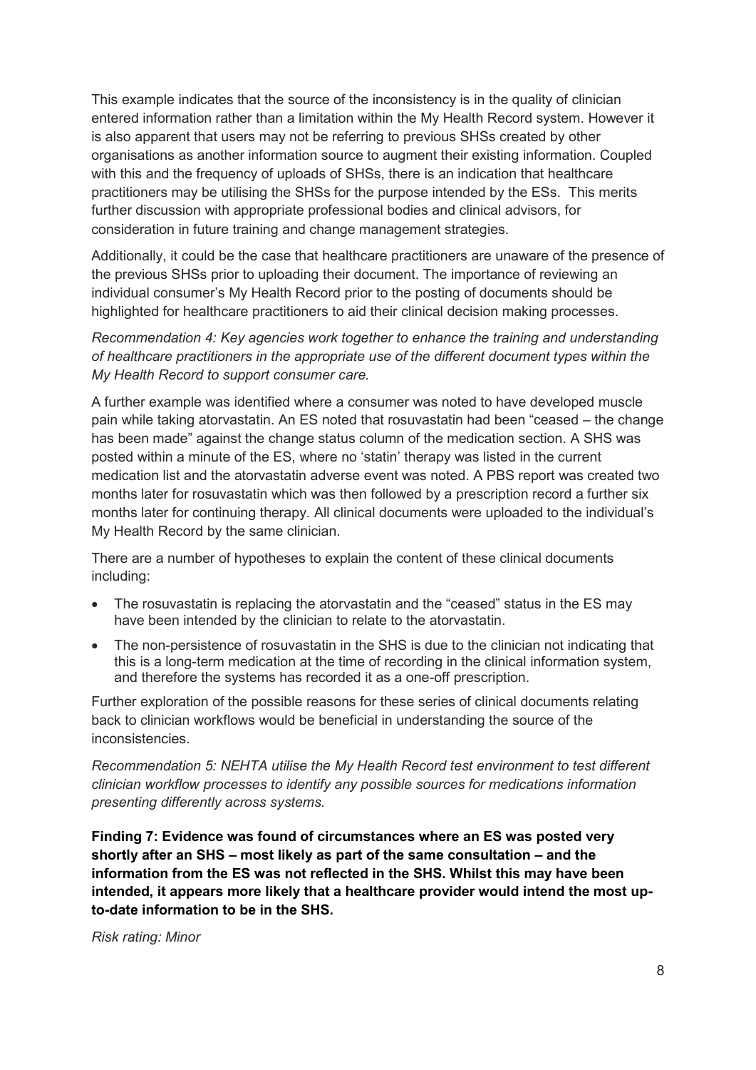This example indicates that the source of the inconsistency is in the quality of clinician entered information rather than a limitation within the My Health Record system. However it is also apparent that users may not be referring to previous SHSs created by other organisations as another information source to augment their existing information. Coupled with this and the frequency of uploads of SHSs, there is an indication that healthcare practitioners may be utilising the SHSs for the purpose intended by the ESs. This merits further discussion with appropriate professional bodies and clinical advisors, for consideration in future training and change management strategies.

Additionally, it could be the case that healthcare practitioners are unaware of the presence of the previous SHSs prior to uploading their document. The importance of reviewing an individual consumer's My Health Record prior to the posting of documents should be highlighted for healthcare practitioners to aid their clinical decision making processes.

*Recommendation 4: Key agencies work together to enhance the training and understanding of healthcare practitioners in the appropriate use of the different document types within the My Health Record to support consumer care.*

A further example was identified where a consumer was noted to have developed muscle pain while taking atorvastatin. An ES noted that rosuvastatin had been "ceased – the change has been made" against the change status column of the medication section. A SHS was posted within a minute of the ES, where no 'statin' therapy was listed in the current medication list and the atorvastatin adverse event was noted. A PBS report was created two months later for rosuvastatin which was then followed by a prescription record a further six months later for continuing therapy. All clinical documents were uploaded to the individual's My Health Record by the same clinician.

There are a number of hypotheses to explain the content of these clinical documents including:

- The rosuvastatin is replacing the atorvastatin and the "ceased" status in the ES may have been intended by the clinician to relate to the atorvastatin.
- The non-persistence of rosuvastatin in the SHS is due to the clinician not indicating that this is a long-term medication at the time of recording in the clinical information system, and therefore the systems has recorded it as a one-off prescription.

Further exploration of the possible reasons for these series of clinical documents relating back to clinician workflows would be beneficial in understanding the source of the inconsistencies.

*Recommendation 5: NEHTA utilise the My Health Record test environment to test different clinician workflow processes to identify any possible sources for medications information presenting differently across systems.*

**Finding 7: Evidence was found of circumstances where an ES was posted very shortly after an SHS – most likely as part of the same consultation – and the information from the ES was not reflected in the SHS. Whilst this may have been intended, it appears more likely that a healthcare provider would intend the most up-to-date information to be in the SHS.**

*Risk rating: Minor*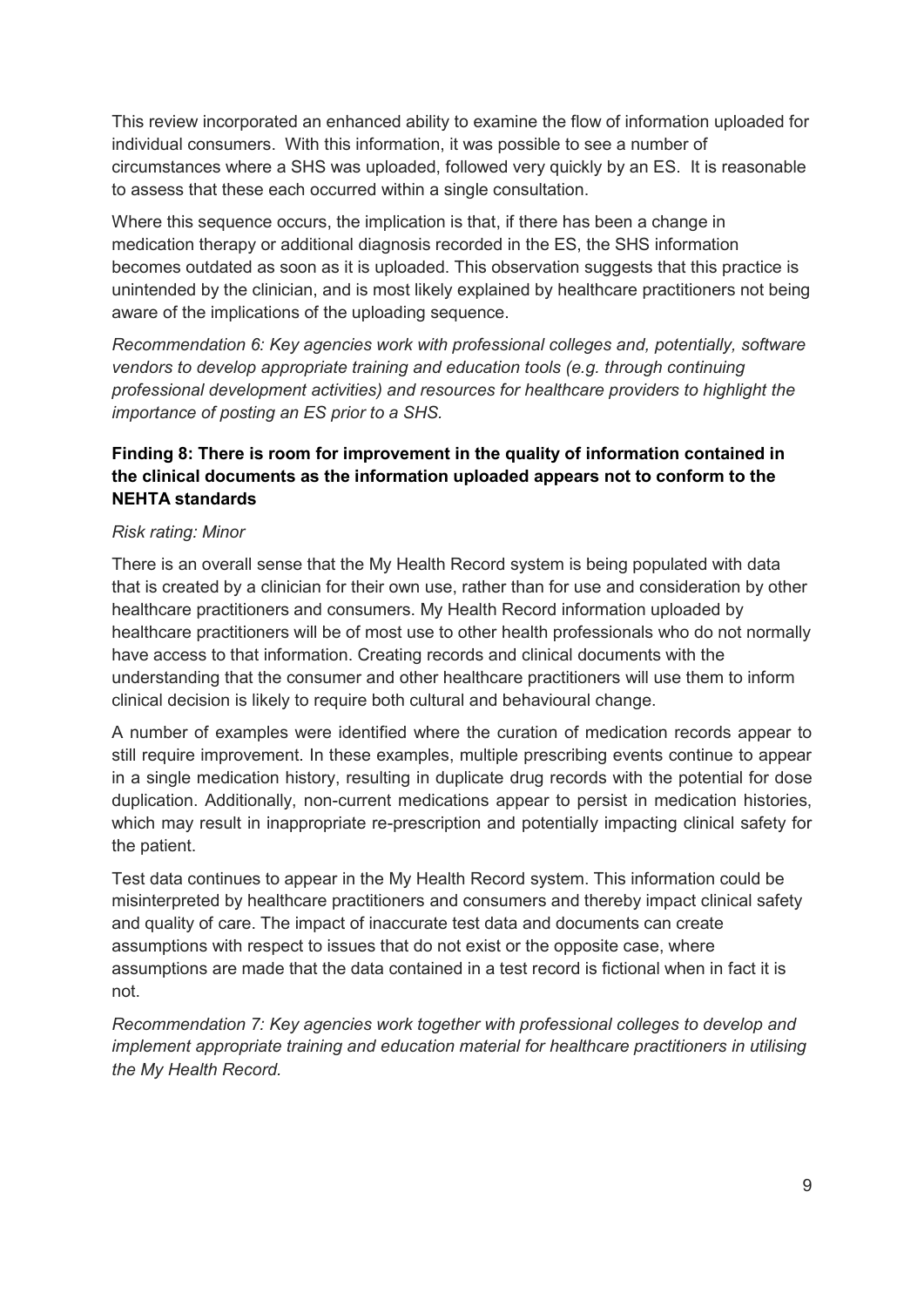This review incorporated an enhanced ability to examine the flow of information uploaded for individual consumers. With this information, it was possible to see a number of circumstances where a SHS was uploaded, followed very quickly by an ES. It is reasonable to assess that these each occurred within a single consultation.

Where this sequence occurs, the implication is that, if there has been a change in medication therapy or additional diagnosis recorded in the ES, the SHS information becomes outdated as soon as it is uploaded. This observation suggests that this practice is unintended by the clinician, and is most likely explained by healthcare practitioners not being aware of the implications of the uploading sequence.

*Recommendation 6: Key agencies work with professional colleges and, potentially, software vendors to develop appropriate training and education tools (e.g. through continuing professional development activities) and resources for healthcare providers to highlight the importance of posting an ES prior to a SHS.*

**Finding 8: There is room for improvement in the quality of information contained in the clinical documents as the information uploaded appears not to conform to the NEHTA standards**

*Risk rating: Minor*

There is an overall sense that the My Health Record system is being populated with data that is created by a clinician for their own use, rather than for use and consideration by other healthcare practitioners and consumers. My Health Record information uploaded by healthcare practitioners will be of most use to other health professionals who do not normally have access to that information. Creating records and clinical documents with the understanding that the consumer and other healthcare practitioners will use them to inform clinical decision is likely to require both cultural and behavioural change.

A number of examples were identified where the curation of medication records appear to still require improvement. In these examples, multiple prescribing events continue to appear in a single medication history, resulting in duplicate drug records with the potential for dose duplication. Additionally, non-current medications appear to persist in medication histories, which may result in inappropriate re-prescription and potentially impacting clinical safety for the patient.

Test data continues to appear in the My Health Record system. This information could be misinterpreted by healthcare practitioners and consumers and thereby impact clinical safety and quality of care. The impact of inaccurate test data and documents can create assumptions with respect to issues that do not exist or the opposite case, where assumptions are made that the data contained in a test record is fictional when in fact it is not.

*Recommendation 7: Key agencies work together with professional colleges to develop and implement appropriate training and education material for healthcare practitioners in utilising the My Health Record.*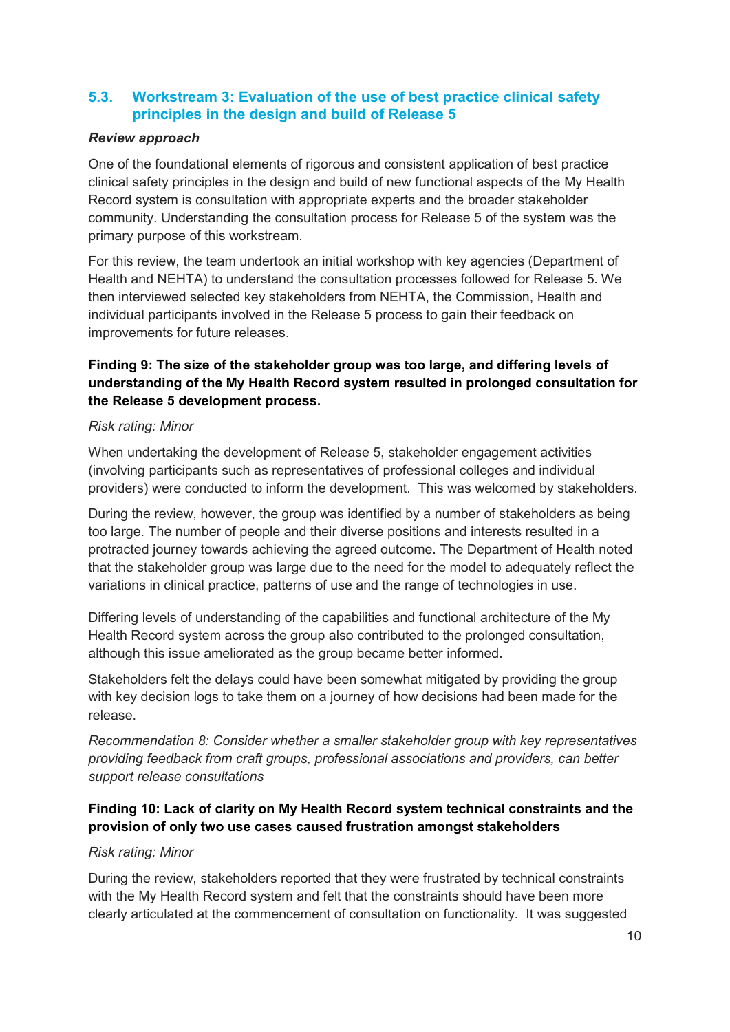## 5.3. Workstream 3: Evaluation of the use of best practice clinical safety principles in the design and build of Release 5

***Review approach***

One of the foundational elements of rigorous and consistent application of best practice clinical safety principles in the design and build of new functional aspects of the My Health Record system is consultation with appropriate experts and the broader stakeholder community. Understanding the consultation process for Release 5 of the system was the primary purpose of this workstream.

For this review, the team undertook an initial workshop with key agencies (Department of Health and NEHTA) to understand the consultation processes followed for Release 5. We then interviewed selected key stakeholders from NEHTA, the Commission, Health and individual participants involved in the Release 5 process to gain their feedback on improvements for future releases.

**Finding 9: The size of the stakeholder group was too large, and differing levels of understanding of the My Health Record system resulted in prolonged consultation for the Release 5 development process.**

*Risk rating: Minor*

When undertaking the development of Release 5, stakeholder engagement activities (involving participants such as representatives of professional colleges and individual providers) were conducted to inform the development. This was welcomed by stakeholders.

During the review, however, the group was identified by a number of stakeholders as being too large. The number of people and their diverse positions and interests resulted in a protracted journey towards achieving the agreed outcome. The Department of Health noted that the stakeholder group was large due to the need for the model to adequately reflect the variations in clinical practice, patterns of use and the range of technologies in use.

Differing levels of understanding of the capabilities and functional architecture of the My Health Record system across the group also contributed to the prolonged consultation, although this issue ameliorated as the group became better informed.

Stakeholders felt the delays could have been somewhat mitigated by providing the group with key decision logs to take them on a journey of how decisions had been made for the release.

*Recommendation 8: Consider whether a smaller stakeholder group with key representatives providing feedback from craft groups, professional associations and providers, can better support release consultations*

**Finding 10: Lack of clarity on My Health Record system technical constraints and the provision of only two use cases caused frustration amongst stakeholders**

*Risk rating: Minor*

During the review, stakeholders reported that they were frustrated by technical constraints with the My Health Record system and felt that the constraints should have been more clearly articulated at the commencement of consultation on functionality. It was suggested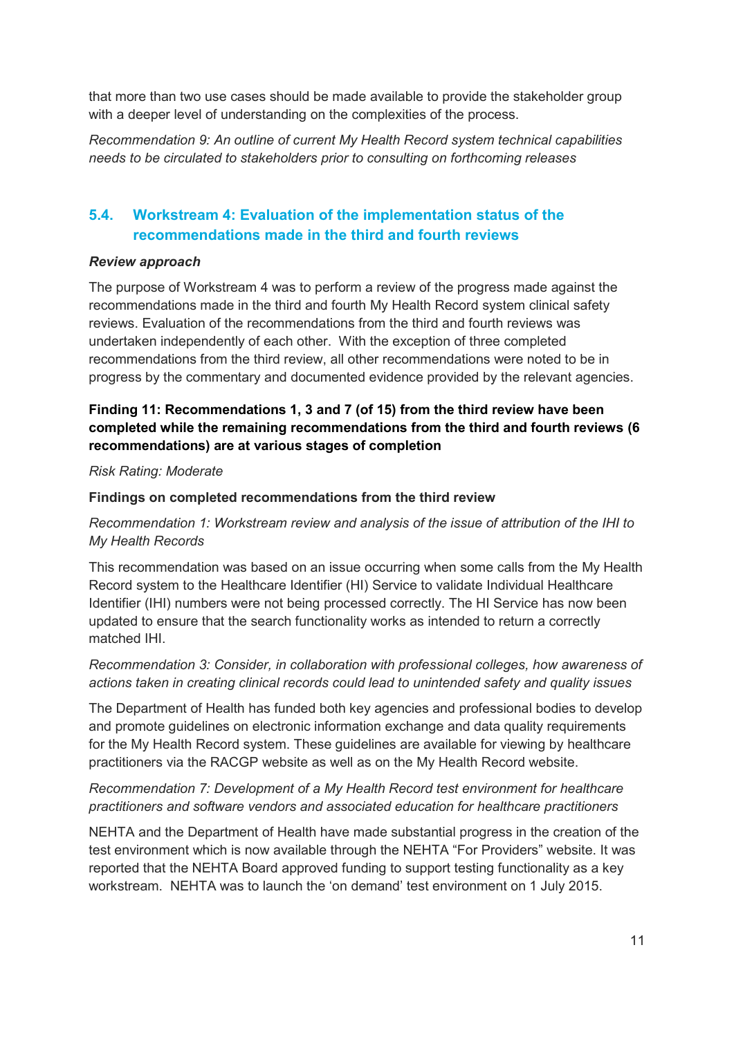that more than two use cases should be made available to provide the stakeholder group with a deeper level of understanding on the complexities of the process.

*Recommendation 9: An outline of current My Health Record system technical capabilities needs to be circulated to stakeholders prior to consulting on forthcoming releases*

## 5.4. Workstream 4: Evaluation of the implementation status of the recommendations made in the third and fourth reviews

***Review approach***

The purpose of Workstream 4 was to perform a review of the progress made against the recommendations made in the third and fourth My Health Record system clinical safety reviews. Evaluation of the recommendations from the third and fourth reviews was undertaken independently of each other. With the exception of three completed recommendations from the third review, all other recommendations were noted to be in progress by the commentary and documented evidence provided by the relevant agencies.

**Finding 11: Recommendations 1, 3 and 7 (of 15) from the third review have been completed while the remaining recommendations from the third and fourth reviews (6 recommendations) are at various stages of completion**

*Risk Rating: Moderate*

**Findings on completed recommendations from the third review**

*Recommendation 1: Workstream review and analysis of the issue of attribution of the IHI to My Health Records*

This recommendation was based on an issue occurring when some calls from the My Health Record system to the Healthcare Identifier (HI) Service to validate Individual Healthcare Identifier (IHI) numbers were not being processed correctly. The HI Service has now been updated to ensure that the search functionality works as intended to return a correctly matched IHI.

*Recommendation 3: Consider, in collaboration with professional colleges, how awareness of actions taken in creating clinical records could lead to unintended safety and quality issues*

The Department of Health has funded both key agencies and professional bodies to develop and promote guidelines on electronic information exchange and data quality requirements for the My Health Record system. These guidelines are available for viewing by healthcare practitioners via the RACGP website as well as on the My Health Record website.

*Recommendation 7: Development of a My Health Record test environment for healthcare practitioners and software vendors and associated education for healthcare practitioners*

NEHTA and the Department of Health have made substantial progress in the creation of the test environment which is now available through the NEHTA "For Providers" website. It was reported that the NEHTA Board approved funding to support testing functionality as a key workstream. NEHTA was to launch the 'on demand' test environment on 1 July 2015.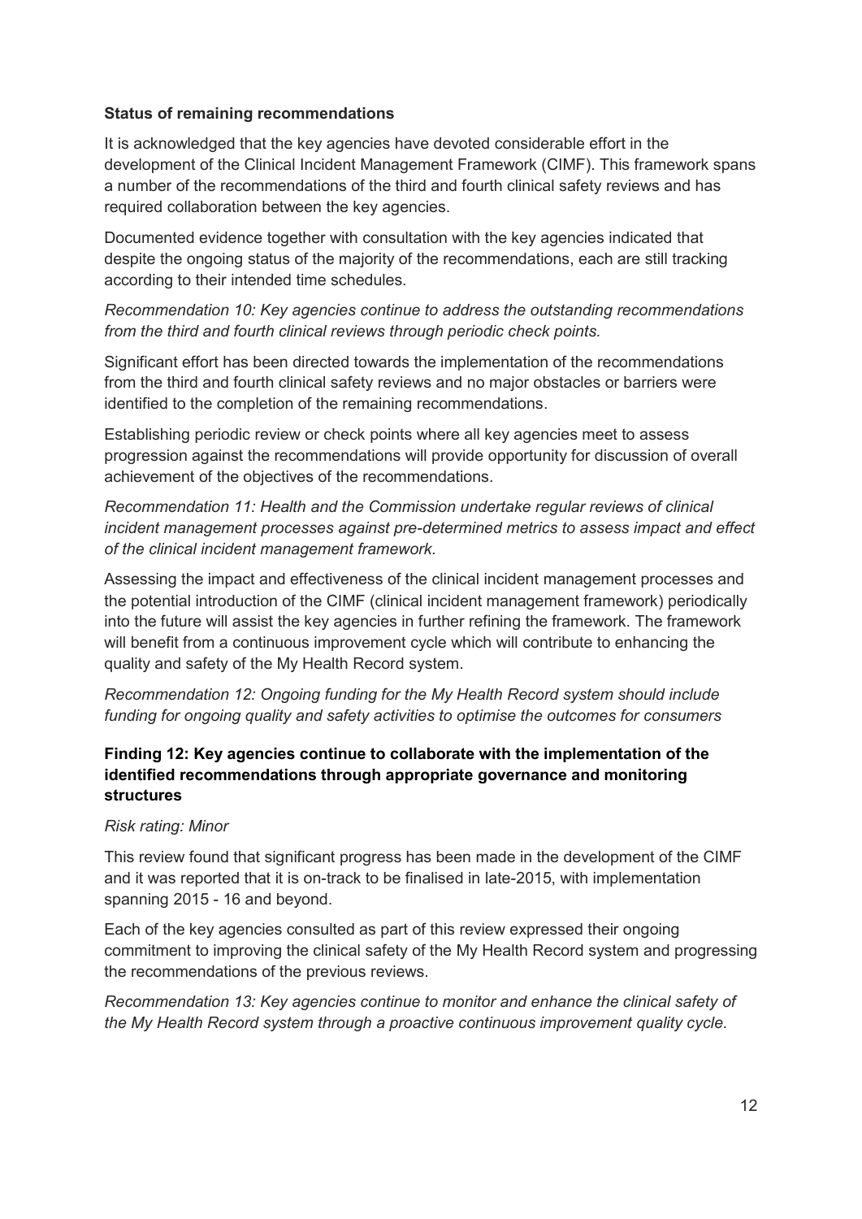**Status of remaining recommendations**

It is acknowledged that the key agencies have devoted considerable effort in the development of the Clinical Incident Management Framework (CIMF). This framework spans a number of the recommendations of the third and fourth clinical safety reviews and has required collaboration between the key agencies.

Documented evidence together with consultation with the key agencies indicated that despite the ongoing status of the majority of the recommendations, each are still tracking according to their intended time schedules.

*Recommendation 10: Key agencies continue to address the outstanding recommendations from the third and fourth clinical reviews through periodic check points.*

Significant effort has been directed towards the implementation of the recommendations from the third and fourth clinical safety reviews and no major obstacles or barriers were identified to the completion of the remaining recommendations.

Establishing periodic review or check points where all key agencies meet to assess progression against the recommendations will provide opportunity for discussion of overall achievement of the objectives of the recommendations.

*Recommendation 11: Health and the Commission undertake regular reviews of clinical incident management processes against pre-determined metrics to assess impact and effect of the clinical incident management framework.*

Assessing the impact and effectiveness of the clinical incident management processes and the potential introduction of the CIMF (clinical incident management framework) periodically into the future will assist the key agencies in further refining the framework. The framework will benefit from a continuous improvement cycle which will contribute to enhancing the quality and safety of the My Health Record system.

*Recommendation 12: Ongoing funding for the My Health Record system should include funding for ongoing quality and safety activities to optimise the outcomes for consumers*

**Finding 12: Key agencies continue to collaborate with the implementation of the identified recommendations through appropriate governance and monitoring structures**

*Risk rating: Minor*

This review found that significant progress has been made in the development of the CIMF and it was reported that it is on-track to be finalised in late-2015, with implementation spanning 2015 - 16 and beyond.

Each of the key agencies consulted as part of this review expressed their ongoing commitment to improving the clinical safety of the My Health Record system and progressing the recommendations of the previous reviews.

*Recommendation 13: Key agencies continue to monitor and enhance the clinical safety of the My Health Record system through a proactive continuous improvement quality cycle.*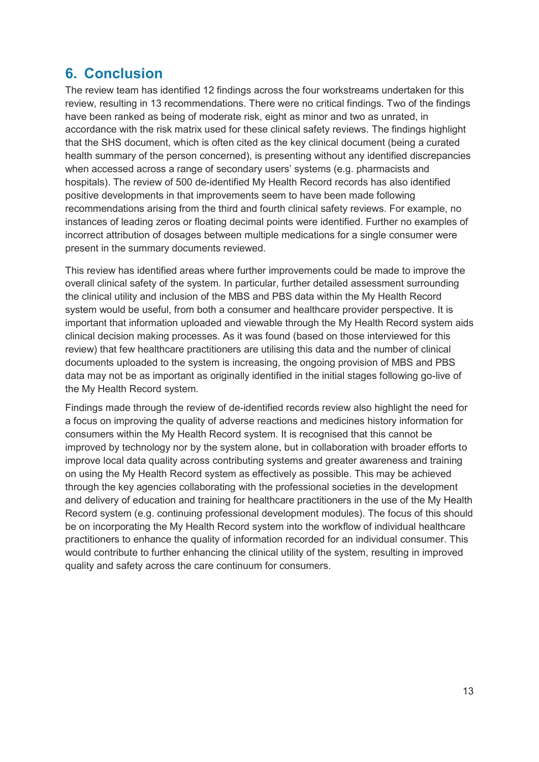## 6. Conclusion

The review team has identified 12 findings across the four workstreams undertaken for this review, resulting in 13 recommendations. There were no critical findings. Two of the findings have been ranked as being of moderate risk, eight as minor and two as unrated, in accordance with the risk matrix used for these clinical safety reviews. The findings highlight that the SHS document, which is often cited as the key clinical document (being a curated health summary of the person concerned), is presenting without any identified discrepancies when accessed across a range of secondary users' systems (e.g. pharmacists and hospitals). The review of 500 de-identified My Health Record records has also identified positive developments in that improvements seem to have been made following recommendations arising from the third and fourth clinical safety reviews. For example, no instances of leading zeros or floating decimal points were identified. Further no examples of incorrect attribution of dosages between multiple medications for a single consumer were present in the summary documents reviewed.

This review has identified areas where further improvements could be made to improve the overall clinical safety of the system. In particular, further detailed assessment surrounding the clinical utility and inclusion of the MBS and PBS data within the My Health Record system would be useful, from both a consumer and healthcare provider perspective. It is important that information uploaded and viewable through the My Health Record system aids clinical decision making processes. As it was found (based on those interviewed for this review) that few healthcare practitioners are utilising this data and the number of clinical documents uploaded to the system is increasing, the ongoing provision of MBS and PBS data may not be as important as originally identified in the initial stages following go-live of the My Health Record system.

Findings made through the review of de-identified records review also highlight the need for a focus on improving the quality of adverse reactions and medicines history information for consumers within the My Health Record system. It is recognised that this cannot be improved by technology nor by the system alone, but in collaboration with broader efforts to improve local data quality across contributing systems and greater awareness and training on using the My Health Record system as effectively as possible. This may be achieved through the key agencies collaborating with the professional societies in the development and delivery of education and training for healthcare practitioners in the use of the My Health Record system (e.g. continuing professional development modules). The focus of this should be on incorporating the My Health Record system into the workflow of individual healthcare practitioners to enhance the quality of information recorded for an individual consumer. This would contribute to further enhancing the clinical utility of the system, resulting in improved quality and safety across the care continuum for consumers.